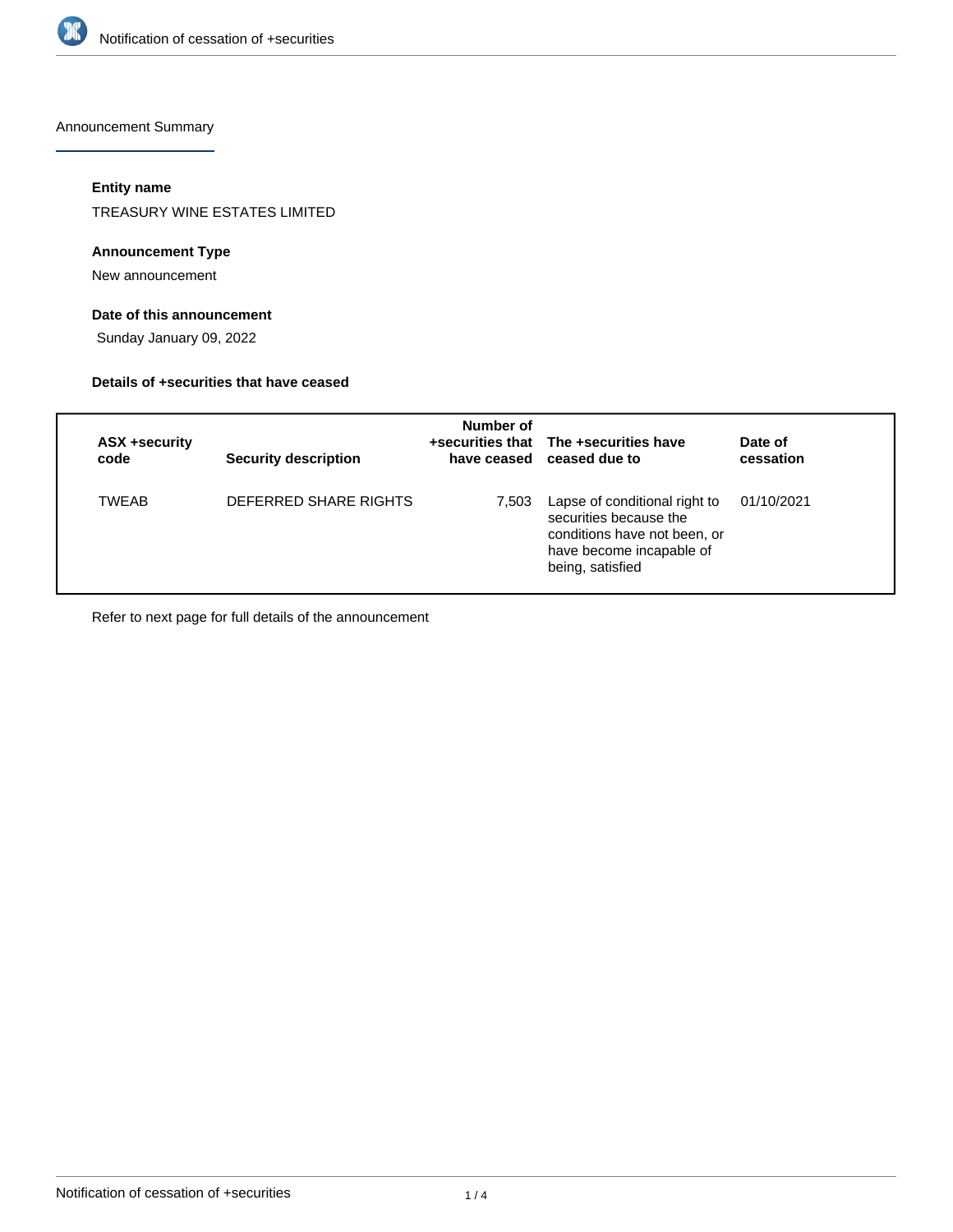Announcement Summary

**Entity name**

TREASURY WINE ESTATES LIMITED

**Announcement Type**

New announcement

**Date of this announcement**

Sunday January 09, 2022

**Details of +securities that have ceased**

| ASX +security code | Security description | Number of +securities that have ceased | The +securities have ceased due to | Date of cessation |
|---|---|---|---|---|
| TWEAB | DEFERRED SHARE RIGHTS | 7,503 | Lapse of conditional right to securities because the conditions have not been, or have become incapable of being, satisfied | 01/10/2021 |

Refer to next page for full details of the announcement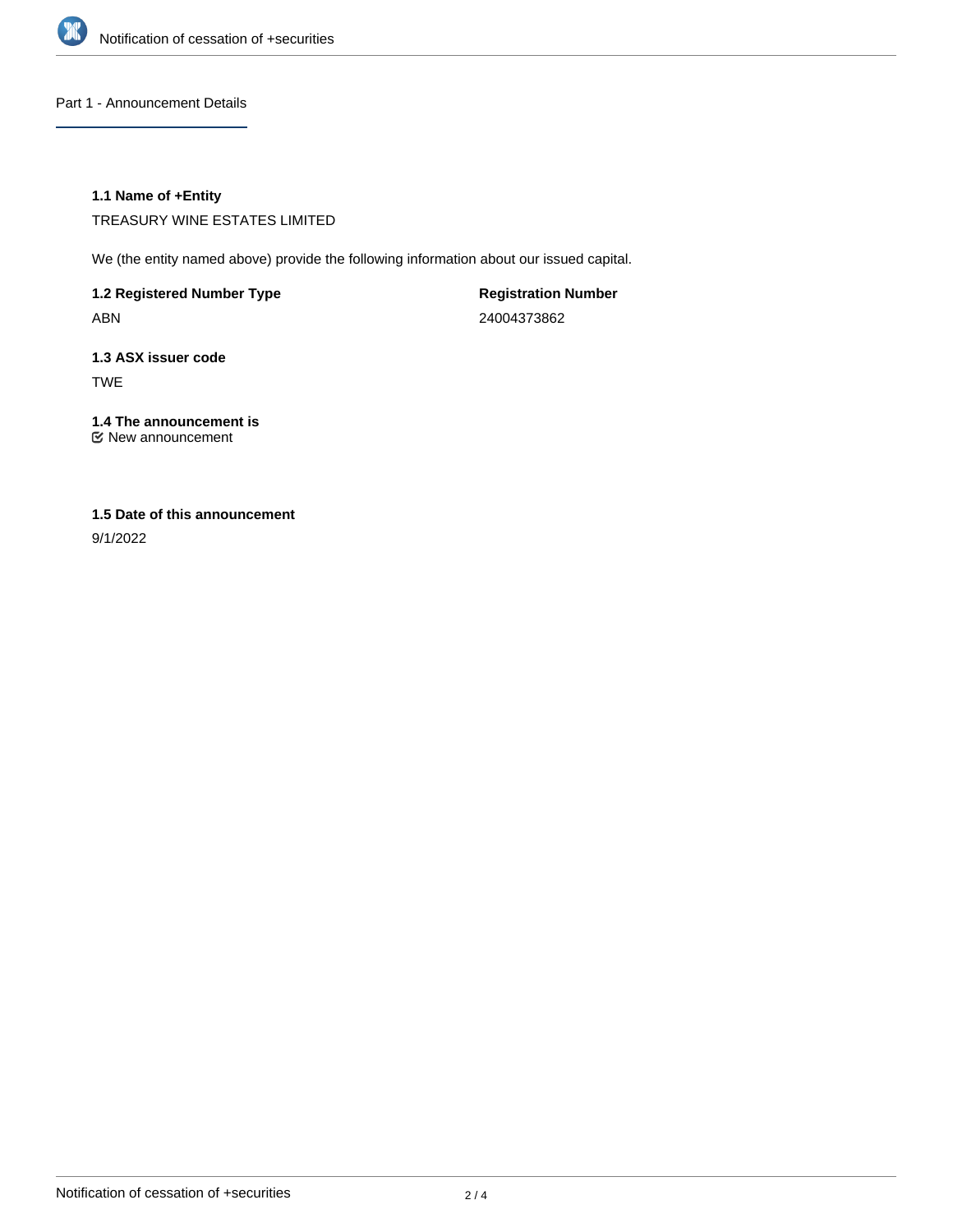## Part 1 - Announcement Details

**1.1 Name of +Entity**

TREASURY WINE ESTATES LIMITED

We (the entity named above) provide the following information about our issued capital.

**1.2 Registered Number Type**

ABN

**Registration Number**

24004373862

**1.3 ASX issuer code**

TWE

**1.4 The announcement is**

New announcement

**1.5 Date of this announcement**

9/1/2022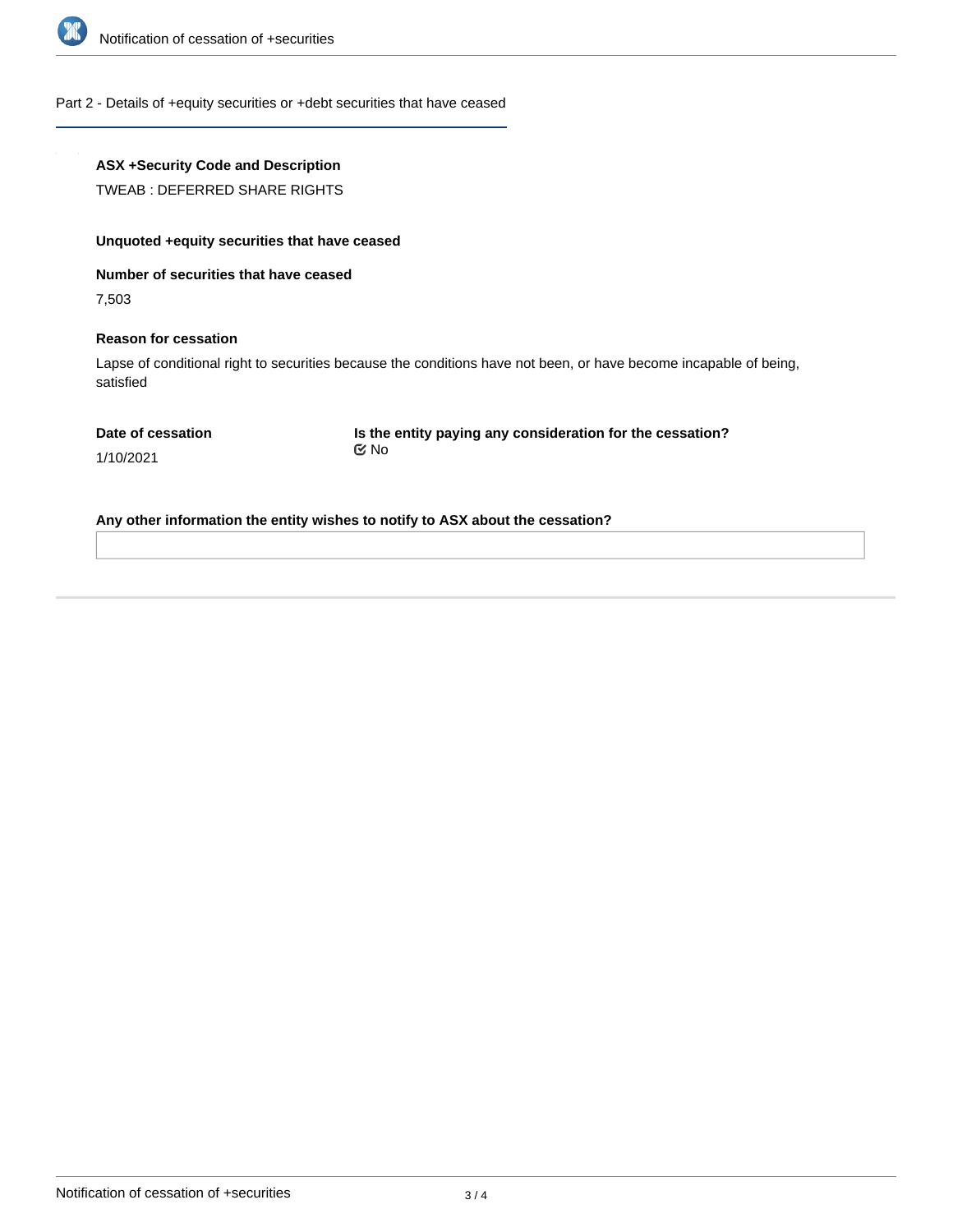## Part 2 - Details of +equity securities or +debt securities that have ceased

**ASX +Security Code and Description**

TWEAB : DEFERRED SHARE RIGHTS

**Unquoted +equity securities that have ceased**

**Number of securities that have ceased**

7,503

**Reason for cessation**

Lapse of conditional right to securities because the conditions have not been, or have become incapable of being, satisfied

**Date of cessation**

1/10/2021

**Is the entity paying any consideration for the cessation?**

No

**Any other information the entity wishes to notify to ASX about the cessation?**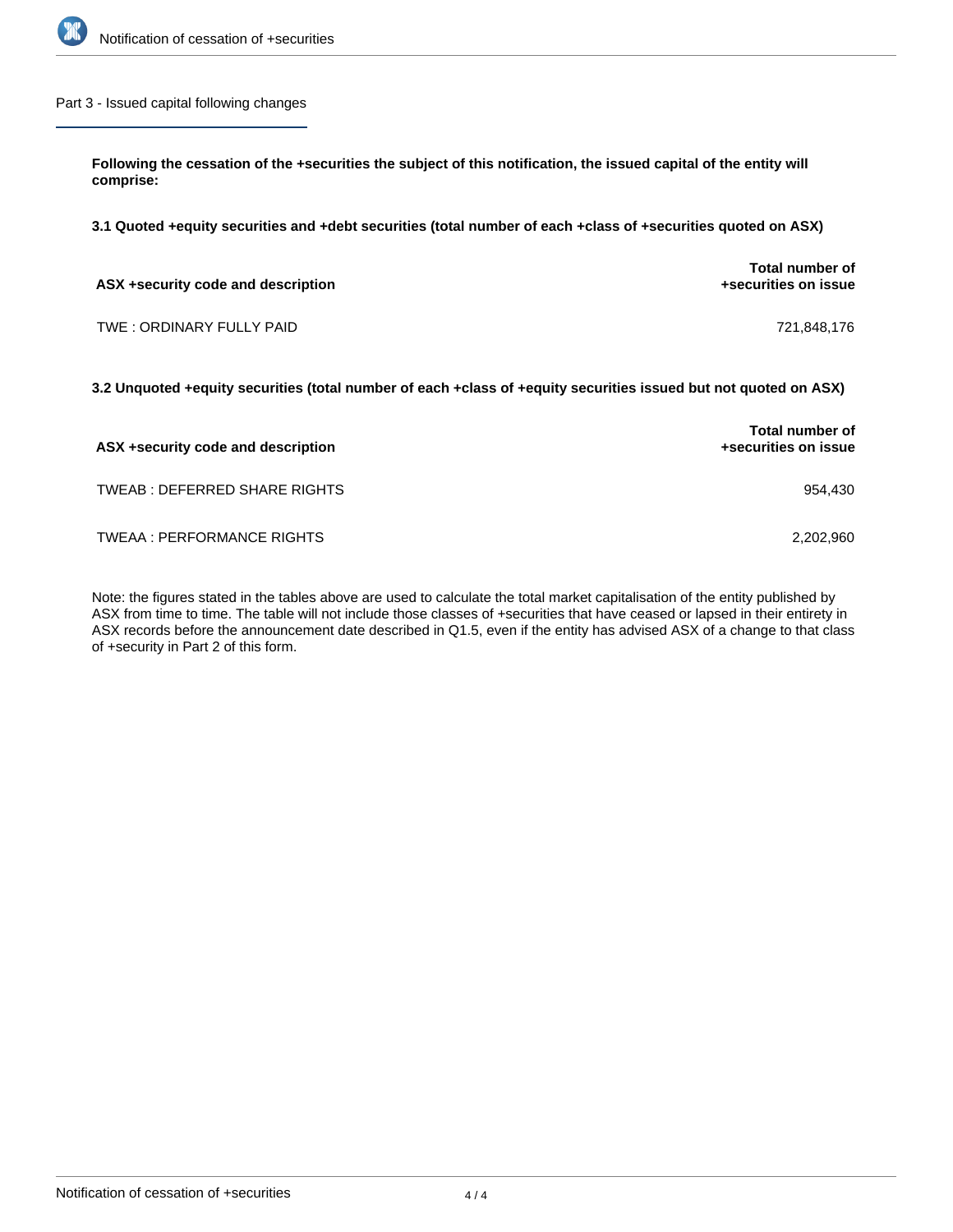## Part 3 - Issued capital following changes

**Following the cessation of the +securities the subject of this notification, the issued capital of the entity will comprise:**

**3.1 Quoted +equity securities and +debt securities (total number of each +class of +securities quoted on ASX)**

| ASX +security code and description | Total number of +securities on issue |
|---|---|
| TWE : ORDINARY FULLY PAID | 721,848,176 |

**3.2 Unquoted +equity securities (total number of each +class of +equity securities issued but not quoted on ASX)**

| ASX +security code and description | Total number of +securities on issue |
|---|---|
| TWEAB : DEFERRED SHARE RIGHTS | 954,430 |
| TWEAA : PERFORMANCE RIGHTS | 2,202,960 |

Note: the figures stated in the tables above are used to calculate the total market capitalisation of the entity published by ASX from time to time. The table will not include those classes of +securities that have ceased or lapsed in their entirety in ASX records before the announcement date described in Q1.5, even if the entity has advised ASX of a change to that class of +security in Part 2 of this form.